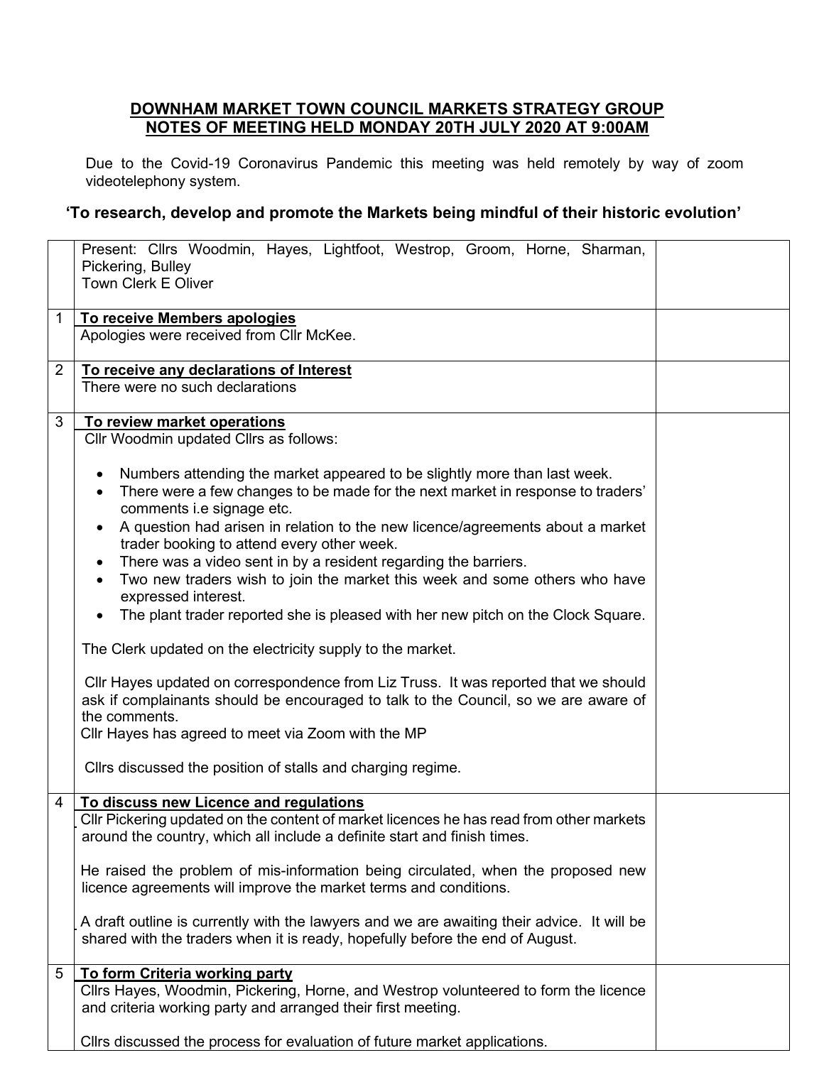## DOWNHAM MARKET TOWN COUNCIL MARKETS STRATEGY GROUP
## NOTES OF MEETING HELD MONDAY 20TH JULY 2020 AT 9:00AM

Due to the Covid-19 Coronavirus Pandemic this meeting was held remotely by way of zoom videotelephony system.

### 'To research, develop and promote the Markets being mindful of their historic evolution'

| | | |
|---|---|---|
| | Present: Cllrs Woodmin, Hayes, Lightfoot, Westrop, Groom, Horne, Sharman, Pickering, Bulley<br>Town Clerk E Oliver | |
| 1 | **To receive Members apologies**<br>Apologies were received from Cllr McKee. | |
| 2 | **To receive any declarations of Interest**<br>There were no such declarations | |
| 3 | **To review market operations**<br>Cllr Woodmin updated Cllrs as follows:<br><br>• Numbers attending the market appeared to be slightly more than last week.<br>• There were a few changes to be made for the next market in response to traders' comments i.e signage etc.<br>• A question had arisen in relation to the new licence/agreements about a market trader booking to attend every other week.<br>• There was a video sent in by a resident regarding the barriers.<br>• Two new traders wish to join the market this week and some others who have expressed interest.<br>• The plant trader reported she is pleased with her new pitch on the Clock Square.<br><br>The Clerk updated on the electricity supply to the market.<br><br>Cllr Hayes updated on correspondence from Liz Truss. It was reported that we should ask if complainants should be encouraged to talk to the Council, so we are aware of the comments.<br>Cllr Hayes has agreed to meet via Zoom with the MP<br><br>Cllrs discussed the position of stalls and charging regime. | |
| 4 | **To discuss new Licence and regulations**<br>Cllr Pickering updated on the content of market licences he has read from other markets around the country, which all include a definite start and finish times.<br><br>He raised the problem of mis-information being circulated, when the proposed new licence agreements will improve the market terms and conditions.<br><br>A draft outline is currently with the lawyers and we are awaiting their advice. It will be shared with the traders when it is ready, hopefully before the end of August. | |
| 5 | **To form Criteria working party**<br>Cllrs Hayes, Woodmin, Pickering, Horne, and Westrop volunteered to form the licence and criteria working party and arranged their first meeting.<br><br>Cllrs discussed the process for evaluation of future market applications. | |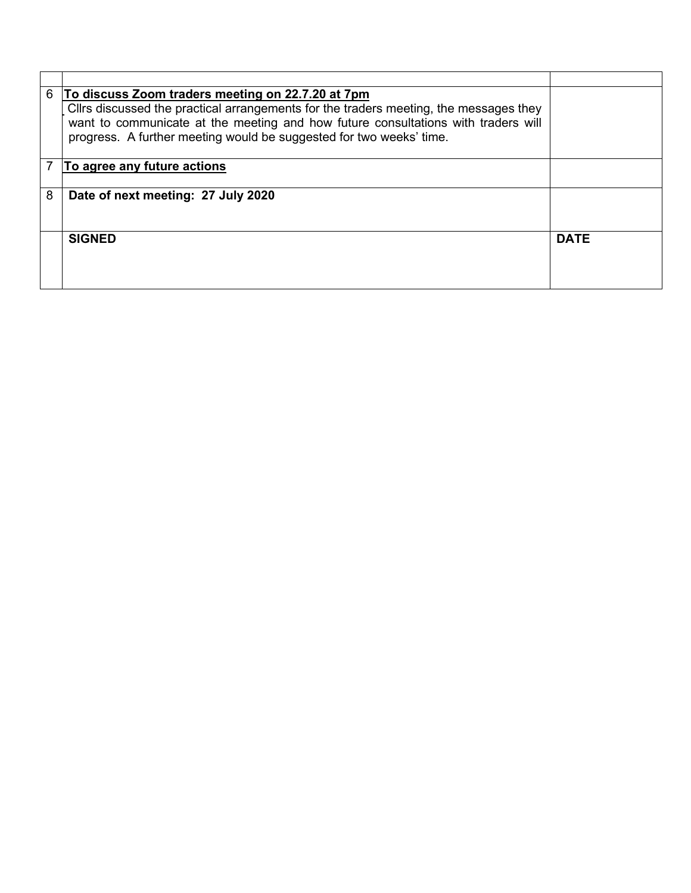| | | |
|---|---|---|
| | | |
| 6 | **To discuss Zoom traders meeting on 22.7.20 at 7pm**<br>Cllrs discussed the practical arrangements for the traders meeting, the messages they want to communicate at the meeting and how future consultations with traders will progress. A further meeting would be suggested for two weeks' time. | |
| 7 | **To agree any future actions** | |
| 8 | **Date of next meeting: 27 July 2020** | |
| | **SIGNED** | **DATE** |